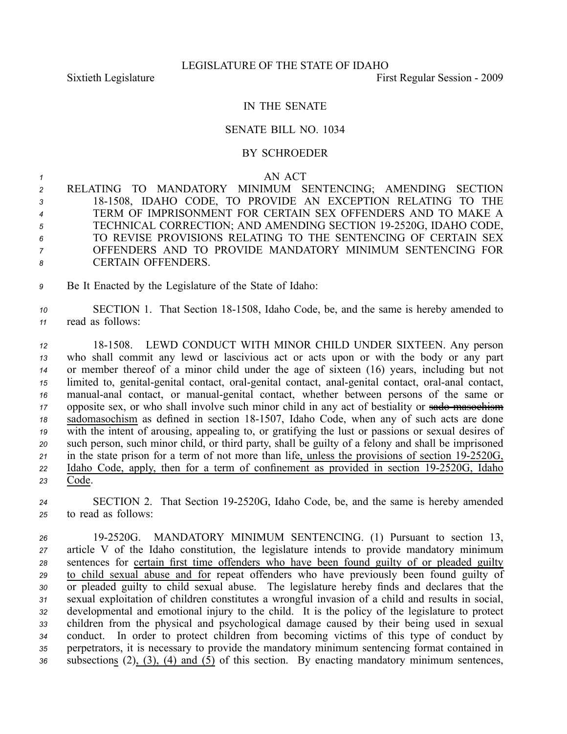LEGISLATURE OF THE STATE OF IDAHO

Sixtieth Legislature First Regular Session - 2009

IN THE SENATE

SENATE BILL NO. 1034

BY SCHROEDER

AN ACT

RELATING TO MANDATORY MINIMUM SENTENCING; AMENDING SECTION 18-1508, IDAHO CODE, TO PROVIDE AN EXCEPTION RELATING TO THE TERM OF IMPRISONMENT FOR CERTAIN SEX OFFENDERS AND TO MAKE A TECHNICAL CORRECTION; AND AMENDING SECTION 19-2520G, IDAHO CODE, TO REVISE PROVISIONS RELATING TO THE SENTENCING OF CERTAIN SEX OFFENDERS AND TO PROVIDE MANDATORY MINIMUM SENTENCING FOR CERTAIN OFFENDERS.

Be It Enacted by the Legislature of the State of Idaho:

SECTION 1. That Section 18-1508, Idaho Code, be, and the same is hereby amended to read as follows:

18-1508. LEWD CONDUCT WITH MINOR CHILD UNDER SIXTEEN. Any person who shall commit any lewd or lascivious act or acts upon or with the body or any part or member thereof of a minor child under the age of sixteen (16) years, including but not limited to, genital-genital contact, oral-genital contact, anal-genital contact, oral-anal contact, manual-anal contact, or manual-genital contact, whether between persons of the same or opposite sex, or who shall involve such minor child in any act of bestiality or ~~sado-masochism~~ sadomasochism as defined in section 18-1507, Idaho Code, when any of such acts are done with the intent of arousing, appealing to, or gratifying the lust or passions or sexual desires of such person, such minor child, or third party, shall be guilty of a felony and shall be imprisoned in the state prison for a term of not more than life, unless the provisions of section 19-2520G, Idaho Code, apply, then for a term of confinement as provided in section 19-2520G, Idaho Code.

SECTION 2. That Section 19-2520G, Idaho Code, be, and the same is hereby amended to read as follows:

19-2520G. MANDATORY MINIMUM SENTENCING. (1) Pursuant to section 13, article V of the Idaho constitution, the legislature intends to provide mandatory minimum sentences for certain first time offenders who have been found guilty of or pleaded guilty to child sexual abuse and for repeat offenders who have previously been found guilty of or pleaded guilty to child sexual abuse. The legislature hereby finds and declares that the sexual exploitation of children constitutes a wrongful invasion of a child and results in social, developmental and emotional injury to the child. It is the policy of the legislature to protect children from the physical and psychological damage caused by their being used in sexual conduct. In order to protect children from becoming victims of this type of conduct by perpetrators, it is necessary to provide the mandatory minimum sentencing format contained in subsections (2), (3), (4) and (5) of this section. By enacting mandatory minimum sentences,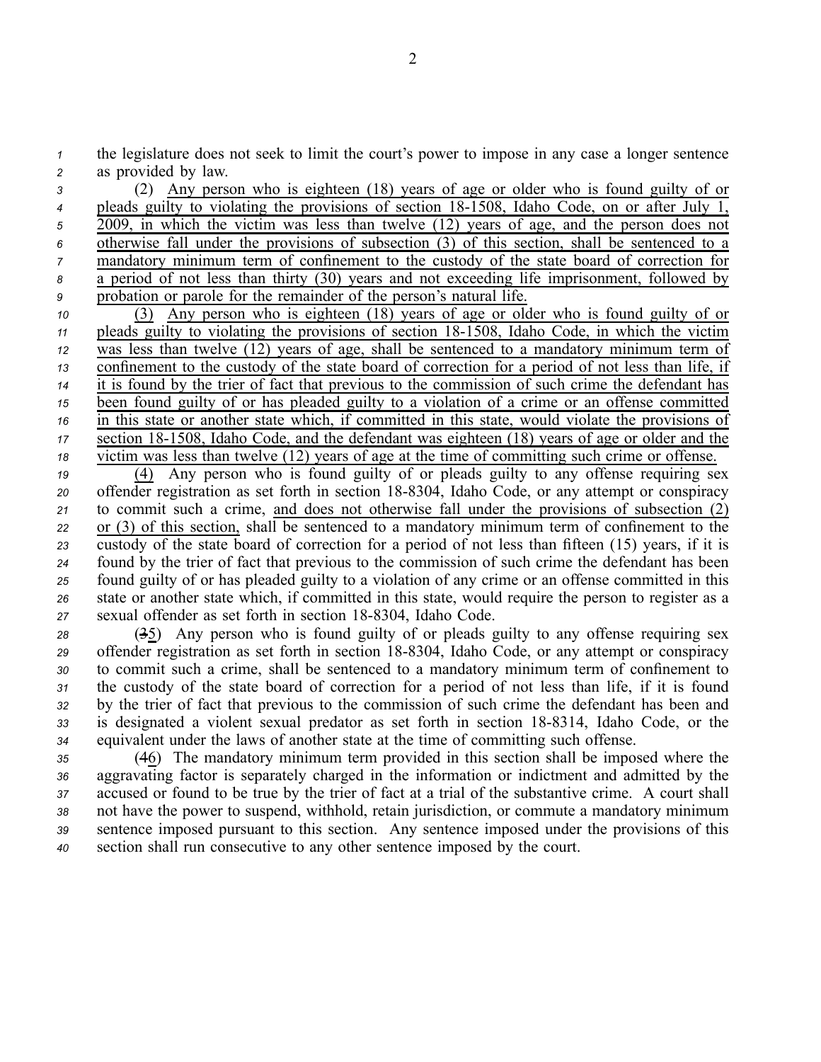the legislature does not seek to limit the court's power to impose in any case a longer sentence as provided by law.

(2) Any person who is eighteen (18) years of age or older who is found guilty of or pleads guilty to violating the provisions of section 18-1508, Idaho Code, on or after July 1, 2009, in which the victim was less than twelve (12) years of age, and the person does not otherwise fall under the provisions of subsection (3) of this section, shall be sentenced to a mandatory minimum term of confinement to the custody of the state board of correction for a period of not less than thirty (30) years and not exceeding life imprisonment, followed by probation or parole for the remainder of the person's natural life.

(3) Any person who is eighteen (18) years of age or older who is found guilty of or pleads guilty to violating the provisions of section 18-1508, Idaho Code, in which the victim was less than twelve (12) years of age, shall be sentenced to a mandatory minimum term of confinement to the custody of the state board of correction for a period of not less than life, if it is found by the trier of fact that previous to the commission of such crime the defendant has been found guilty of or has pleaded guilty to a violation of a crime or an offense committed in this state or another state which, if committed in this state, would violate the provisions of section 18-1508, Idaho Code, and the defendant was eighteen (18) years of age or older and the victim was less than twelve (12) years of age at the time of committing such crime or offense.

(4) Any person who is found guilty of or pleads guilty to any offense requiring sex offender registration as set forth in section 18-8304, Idaho Code, or any attempt or conspiracy to commit such a crime, and does not otherwise fall under the provisions of subsection (2) or (3) of this section, shall be sentenced to a mandatory minimum term of confinement to the custody of the state board of correction for a period of not less than fifteen (15) years, if it is found by the trier of fact that previous to the commission of such crime the defendant has been found guilty of or has pleaded guilty to a violation of any crime or an offense committed in this state or another state which, if committed in this state, would require the person to register as a sexual offender as set forth in section 18-8304, Idaho Code.

(35) Any person who is found guilty of or pleads guilty to any offense requiring sex offender registration as set forth in section 18-8304, Idaho Code, or any attempt or conspiracy to commit such a crime, shall be sentenced to a mandatory minimum term of confinement to the custody of the state board of correction for a period of not less than life, if it is found by the trier of fact that previous to the commission of such crime the defendant has been and is designated a violent sexual predator as set forth in section 18-8314, Idaho Code, or the equivalent under the laws of another state at the time of committing such offense.

(46) The mandatory minimum term provided in this section shall be imposed where the aggravating factor is separately charged in the information or indictment and admitted by the accused or found to be true by the trier of fact at a trial of the substantive crime. A court shall not have the power to suspend, withhold, retain jurisdiction, or commute a mandatory minimum sentence imposed pursuant to this section. Any sentence imposed under the provisions of this section shall run consecutive to any other sentence imposed by the court.